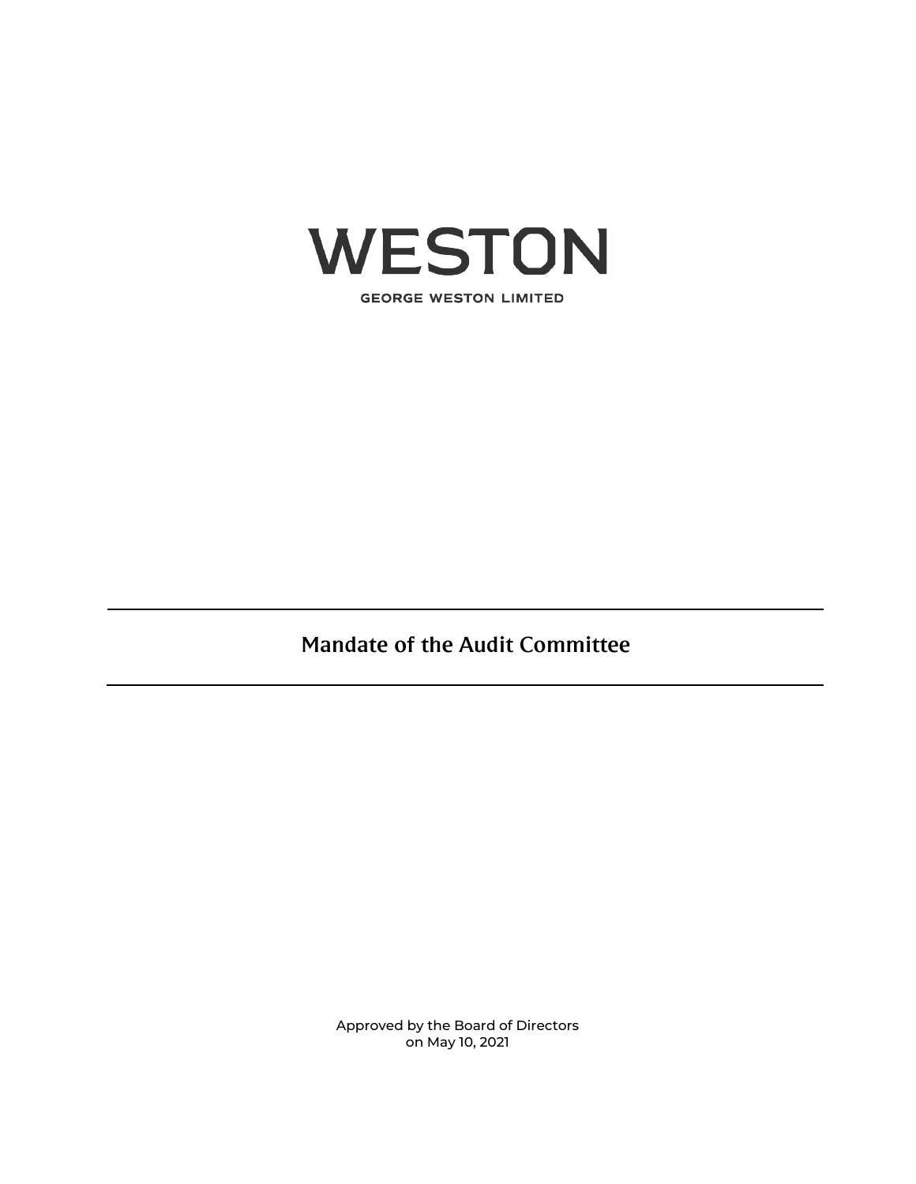# WESTON

GEORGE WESTON LIMITED

---

## Mandate of the Audit Committee

---

Approved by the Board of Directors
on May 10, 2021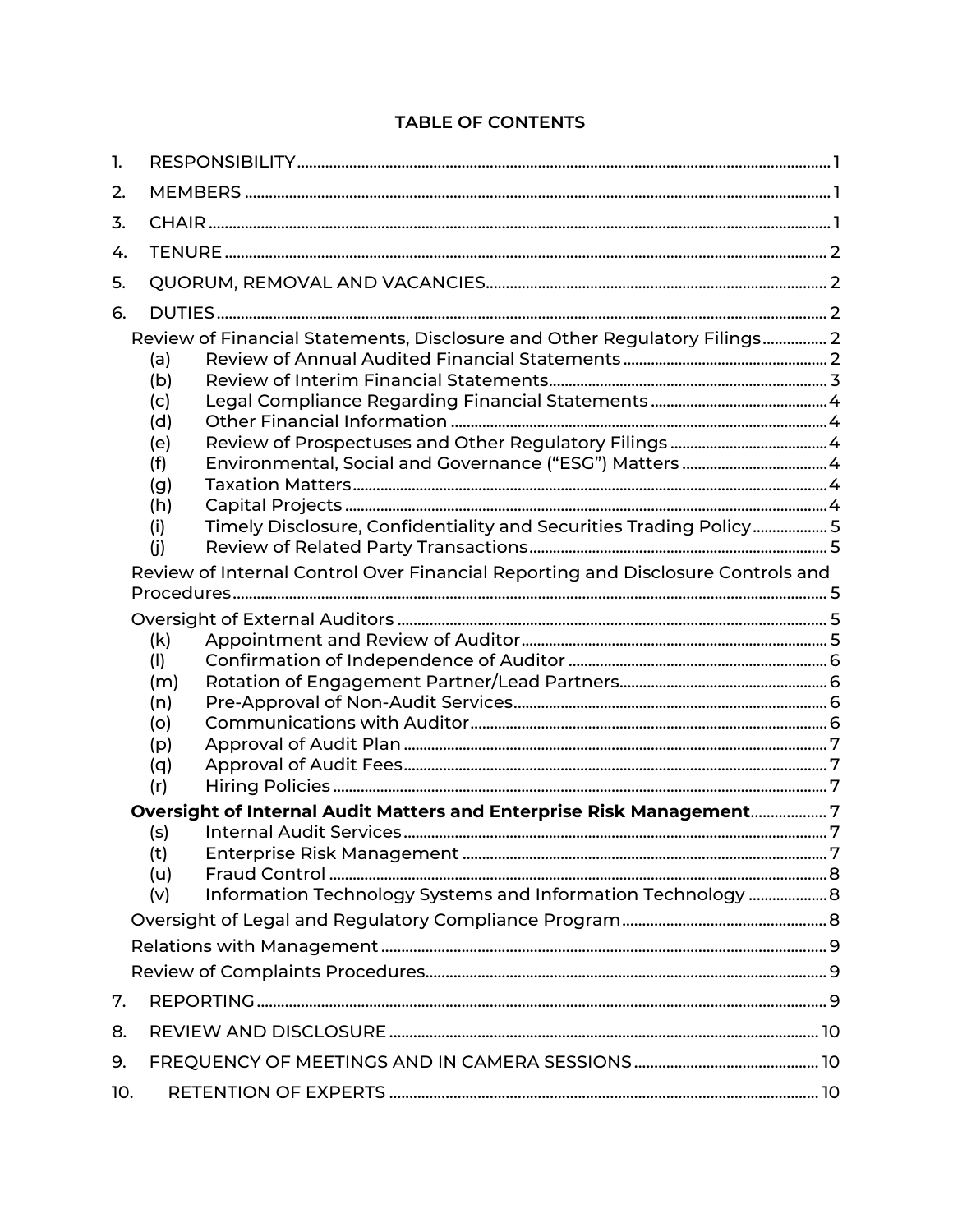**TABLE OF CONTENTS**

| | | |
|---|---|---|
| 1. | RESPONSIBILITY | 1 |
| 2. | MEMBERS | 1 |
| 3. | CHAIR | 1 |
| 4. | TENURE | 2 |
| 5. | QUORUM, REMOVAL AND VACANCIES | 2 |
| 6. | DUTIES | 2 |
| | Review of Financial Statements, Disclosure and Other Regulatory Filings | 2 |
| | (a) Review of Annual Audited Financial Statements | 2 |
| | (b) Review of Interim Financial Statements | 3 |
| | (c) Legal Compliance Regarding Financial Statements | 4 |
| | (d) Other Financial Information | 4 |
| | (e) Review of Prospectuses and Other Regulatory Filings | 4 |
| | (f) Environmental, Social and Governance ("ESG") Matters | 4 |
| | (g) Taxation Matters | 4 |
| | (h) Capital Projects | 4 |
| | (i) Timely Disclosure, Confidentiality and Securities Trading Policy | 5 |
| | (j) Review of Related Party Transactions | 5 |
| | Review of Internal Control Over Financial Reporting and Disclosure Controls and Procedures | 5 |
| | Oversight of External Auditors | 5 |
| | (k) Appointment and Review of Auditor | 5 |
| | (l) Confirmation of Independence of Auditor | 6 |
| | (m) Rotation of Engagement Partner/Lead Partners | 6 |
| | (n) Pre-Approval of Non-Audit Services | 6 |
| | (o) Communications with Auditor | 6 |
| | (p) Approval of Audit Plan | 7 |
| | (q) Approval of Audit Fees | 7 |
| | (r) Hiring Policies | 7 |
| | **Oversight of Internal Audit Matters and Enterprise Risk Management** | 7 |
| | (s) Internal Audit Services | 7 |
| | (t) Enterprise Risk Management | 7 |
| | (u) Fraud Control | 8 |
| | (v) Information Technology Systems and Information Technology | 8 |
| | Oversight of Legal and Regulatory Compliance Program | 8 |
| | Relations with Management | 9 |
| | Review of Complaints Procedures | 9 |
| 7. | REPORTING | 9 |
| 8. | REVIEW AND DISCLOSURE | 10 |
| 9. | FREQUENCY OF MEETINGS AND IN CAMERA SESSIONS | 10 |
| 10. | RETENTION OF EXPERTS | 10 |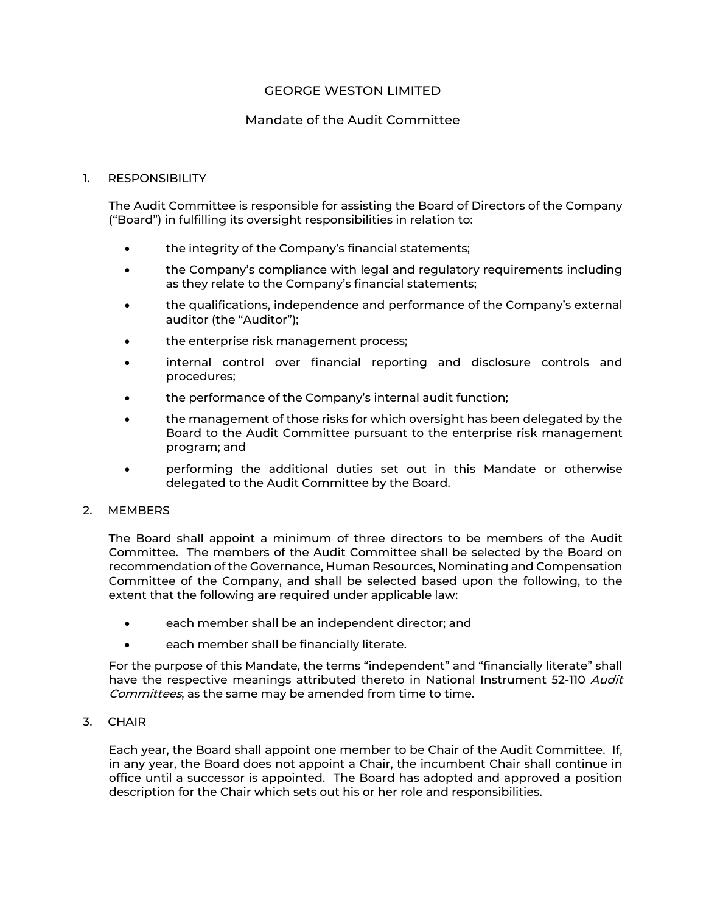# GEORGE WESTON LIMITED

## Mandate of the Audit Committee

### 1. RESPONSIBILITY

The Audit Committee is responsible for assisting the Board of Directors of the Company ("Board") in fulfilling its oversight responsibilities in relation to:

- the integrity of the Company's financial statements;
- the Company's compliance with legal and regulatory requirements including as they relate to the Company's financial statements;
- the qualifications, independence and performance of the Company's external auditor (the "Auditor");
- the enterprise risk management process;
- internal control over financial reporting and disclosure controls and procedures;
- the performance of the Company's internal audit function;
- the management of those risks for which oversight has been delegated by the Board to the Audit Committee pursuant to the enterprise risk management program; and
- performing the additional duties set out in this Mandate or otherwise delegated to the Audit Committee by the Board.

### 2. MEMBERS

The Board shall appoint a minimum of three directors to be members of the Audit Committee. The members of the Audit Committee shall be selected by the Board on recommendation of the Governance, Human Resources, Nominating and Compensation Committee of the Company, and shall be selected based upon the following, to the extent that the following are required under applicable law:

- each member shall be an independent director; and
- each member shall be financially literate.

For the purpose of this Mandate, the terms "independent" and "financially literate" shall have the respective meanings attributed thereto in National Instrument 52-110 *Audit Committees*, as the same may be amended from time to time.

### 3. CHAIR

Each year, the Board shall appoint one member to be Chair of the Audit Committee. If, in any year, the Board does not appoint a Chair, the incumbent Chair shall continue in office until a successor is appointed. The Board has adopted and approved a position description for the Chair which sets out his or her role and responsibilities.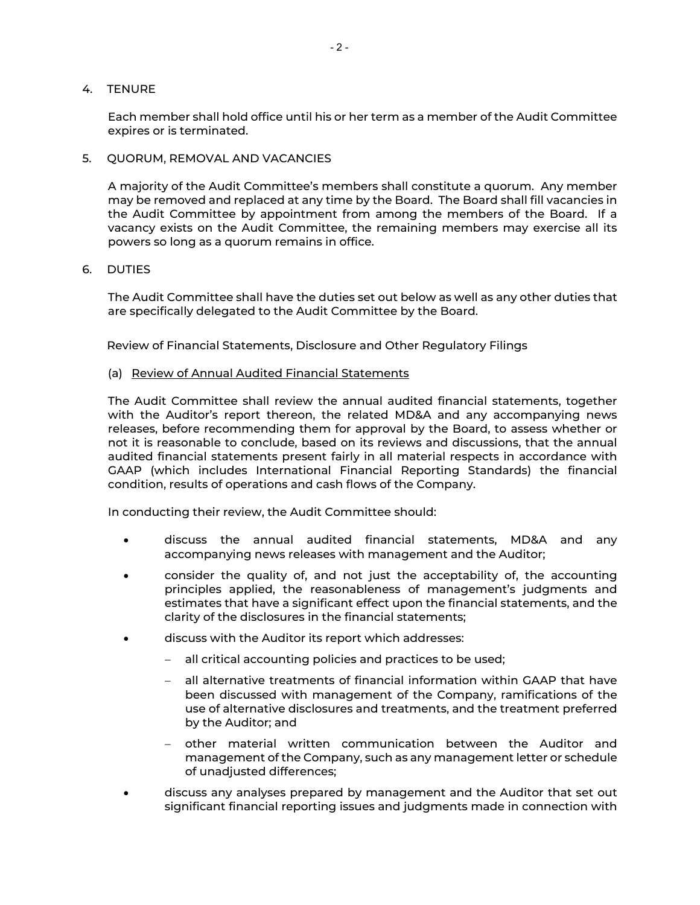## 4. TENURE

Each member shall hold office until his or her term as a member of the Audit Committee expires or is terminated.

## 5. QUORUM, REMOVAL AND VACANCIES

A majority of the Audit Committee's members shall constitute a quorum. Any member may be removed and replaced at any time by the Board. The Board shall fill vacancies in the Audit Committee by appointment from among the members of the Board. If a vacancy exists on the Audit Committee, the remaining members may exercise all its powers so long as a quorum remains in office.

## 6. DUTIES

The Audit Committee shall have the duties set out below as well as any other duties that are specifically delegated to the Audit Committee by the Board.

Review of Financial Statements, Disclosure and Other Regulatory Filings

(a) Review of Annual Audited Financial Statements

The Audit Committee shall review the annual audited financial statements, together with the Auditor's report thereon, the related MD&A and any accompanying news releases, before recommending them for approval by the Board, to assess whether or not it is reasonable to conclude, based on its reviews and discussions, that the annual audited financial statements present fairly in all material respects in accordance with GAAP (which includes International Financial Reporting Standards) the financial condition, results of operations and cash flows of the Company.

In conducting their review, the Audit Committee should:

- discuss the annual audited financial statements, MD&A and any accompanying news releases with management and the Auditor;
- consider the quality of, and not just the acceptability of, the accounting principles applied, the reasonableness of management's judgments and estimates that have a significant effect upon the financial statements, and the clarity of the disclosures in the financial statements;
- discuss with the Auditor its report which addresses:
  - all critical accounting policies and practices to be used;
  - all alternative treatments of financial information within GAAP that have been discussed with management of the Company, ramifications of the use of alternative disclosures and treatments, and the treatment preferred by the Auditor; and
  - other material written communication between the Auditor and management of the Company, such as any management letter or schedule of unadjusted differences;
- discuss any analyses prepared by management and the Auditor that set out significant financial reporting issues and judgments made in connection with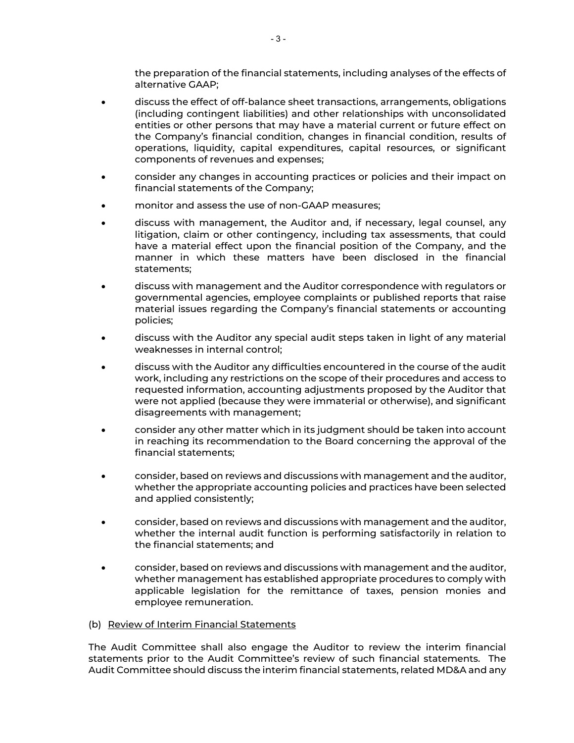the preparation of the financial statements, including analyses of the effects of alternative GAAP;

- discuss the effect of off-balance sheet transactions, arrangements, obligations (including contingent liabilities) and other relationships with unconsolidated entities or other persons that may have a material current or future effect on the Company's financial condition, changes in financial condition, results of operations, liquidity, capital expenditures, capital resources, or significant components of revenues and expenses;
- consider any changes in accounting practices or policies and their impact on financial statements of the Company;
- monitor and assess the use of non-GAAP measures;
- discuss with management, the Auditor and, if necessary, legal counsel, any litigation, claim or other contingency, including tax assessments, that could have a material effect upon the financial position of the Company, and the manner in which these matters have been disclosed in the financial statements;
- discuss with management and the Auditor correspondence with regulators or governmental agencies, employee complaints or published reports that raise material issues regarding the Company's financial statements or accounting policies;
- discuss with the Auditor any special audit steps taken in light of any material weaknesses in internal control;
- discuss with the Auditor any difficulties encountered in the course of the audit work, including any restrictions on the scope of their procedures and access to requested information, accounting adjustments proposed by the Auditor that were not applied (because they were immaterial or otherwise), and significant disagreements with management;
- consider any other matter which in its judgment should be taken into account in reaching its recommendation to the Board concerning the approval of the financial statements;
- consider, based on reviews and discussions with management and the auditor, whether the appropriate accounting policies and practices have been selected and applied consistently;
- consider, based on reviews and discussions with management and the auditor, whether the internal audit function is performing satisfactorily in relation to the financial statements; and
- consider, based on reviews and discussions with management and the auditor, whether management has established appropriate procedures to comply with applicable legislation for the remittance of taxes, pension monies and employee remuneration.

(b) Review of Interim Financial Statements

The Audit Committee shall also engage the Auditor to review the interim financial statements prior to the Audit Committee's review of such financial statements. The Audit Committee should discuss the interim financial statements, related MD&A and any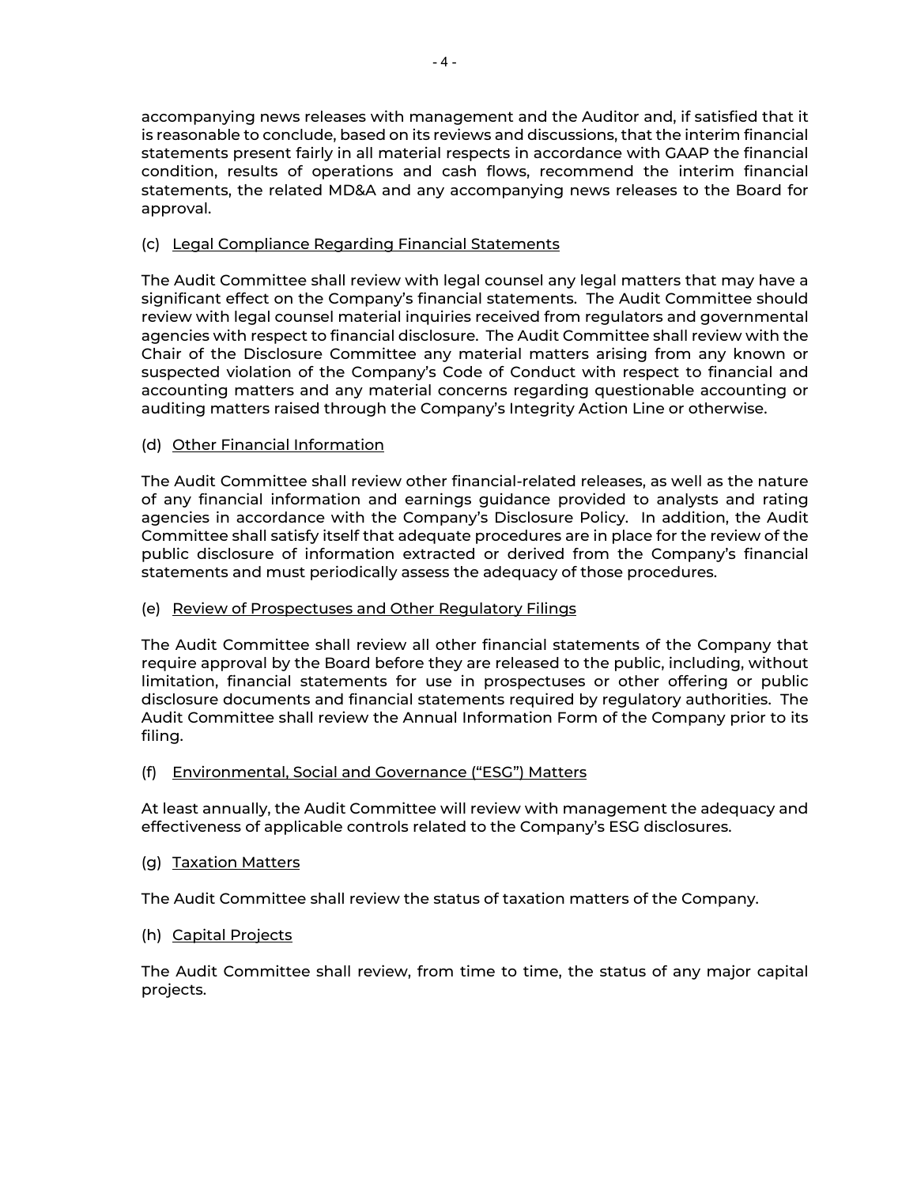accompanying news releases with management and the Auditor and, if satisfied that it is reasonable to conclude, based on its reviews and discussions, that the interim financial statements present fairly in all material respects in accordance with GAAP the financial condition, results of operations and cash flows, recommend the interim financial statements, the related MD&A and any accompanying news releases to the Board for approval.

(c) Legal Compliance Regarding Financial Statements

The Audit Committee shall review with legal counsel any legal matters that may have a significant effect on the Company's financial statements. The Audit Committee should review with legal counsel material inquiries received from regulators and governmental agencies with respect to financial disclosure. The Audit Committee shall review with the Chair of the Disclosure Committee any material matters arising from any known or suspected violation of the Company's Code of Conduct with respect to financial and accounting matters and any material concerns regarding questionable accounting or auditing matters raised through the Company's Integrity Action Line or otherwise.

(d) Other Financial Information

The Audit Committee shall review other financial-related releases, as well as the nature of any financial information and earnings guidance provided to analysts and rating agencies in accordance with the Company's Disclosure Policy. In addition, the Audit Committee shall satisfy itself that adequate procedures are in place for the review of the public disclosure of information extracted or derived from the Company's financial statements and must periodically assess the adequacy of those procedures.

(e) Review of Prospectuses and Other Regulatory Filings

The Audit Committee shall review all other financial statements of the Company that require approval by the Board before they are released to the public, including, without limitation, financial statements for use in prospectuses or other offering or public disclosure documents and financial statements required by regulatory authorities. The Audit Committee shall review the Annual Information Form of the Company prior to its filing.

(f) Environmental, Social and Governance ("ESG") Matters

At least annually, the Audit Committee will review with management the adequacy and effectiveness of applicable controls related to the Company's ESG disclosures.

(g) Taxation Matters

The Audit Committee shall review the status of taxation matters of the Company.

(h) Capital Projects

The Audit Committee shall review, from time to time, the status of any major capital projects.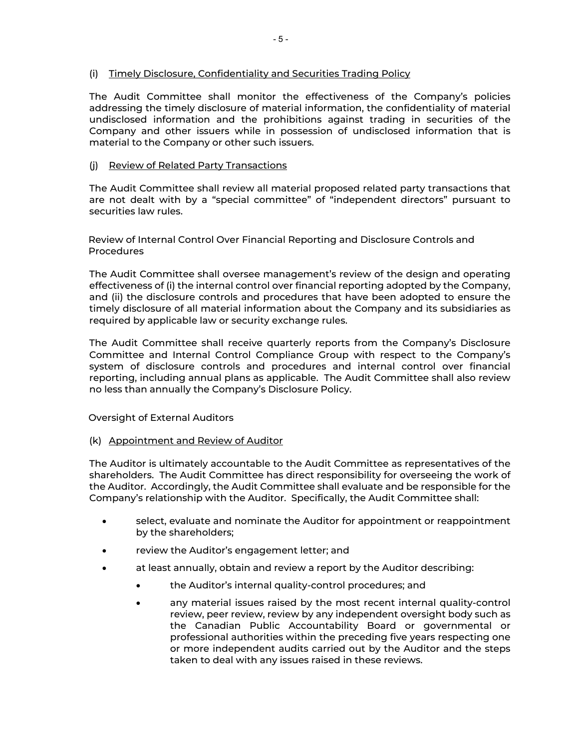#### (i) Timely Disclosure, Confidentiality and Securities Trading Policy

The Audit Committee shall monitor the effectiveness of the Company's policies addressing the timely disclosure of material information, the confidentiality of material undisclosed information and the prohibitions against trading in securities of the Company and other issuers while in possession of undisclosed information that is material to the Company or other such issuers.

#### (j) Review of Related Party Transactions

The Audit Committee shall review all material proposed related party transactions that are not dealt with by a "special committee" of "independent directors" pursuant to securities law rules.

### Review of Internal Control Over Financial Reporting and Disclosure Controls and Procedures

The Audit Committee shall oversee management's review of the design and operating effectiveness of (i) the internal control over financial reporting adopted by the Company, and (ii) the disclosure controls and procedures that have been adopted to ensure the timely disclosure of all material information about the Company and its subsidiaries as required by applicable law or security exchange rules.

The Audit Committee shall receive quarterly reports from the Company's Disclosure Committee and Internal Control Compliance Group with respect to the Company's system of disclosure controls and procedures and internal control over financial reporting, including annual plans as applicable. The Audit Committee shall also review no less than annually the Company's Disclosure Policy.

### Oversight of External Auditors

#### (k) Appointment and Review of Auditor

The Auditor is ultimately accountable to the Audit Committee as representatives of the shareholders. The Audit Committee has direct responsibility for overseeing the work of the Auditor. Accordingly, the Audit Committee shall evaluate and be responsible for the Company's relationship with the Auditor. Specifically, the Audit Committee shall:

- select, evaluate and nominate the Auditor for appointment or reappointment by the shareholders;
- review the Auditor's engagement letter; and
- at least annually, obtain and review a report by the Auditor describing:
  - the Auditor's internal quality-control procedures; and
  - any material issues raised by the most recent internal quality-control review, peer review, review by any independent oversight body such as the Canadian Public Accountability Board or governmental or professional authorities within the preceding five years respecting one or more independent audits carried out by the Auditor and the steps taken to deal with any issues raised in these reviews.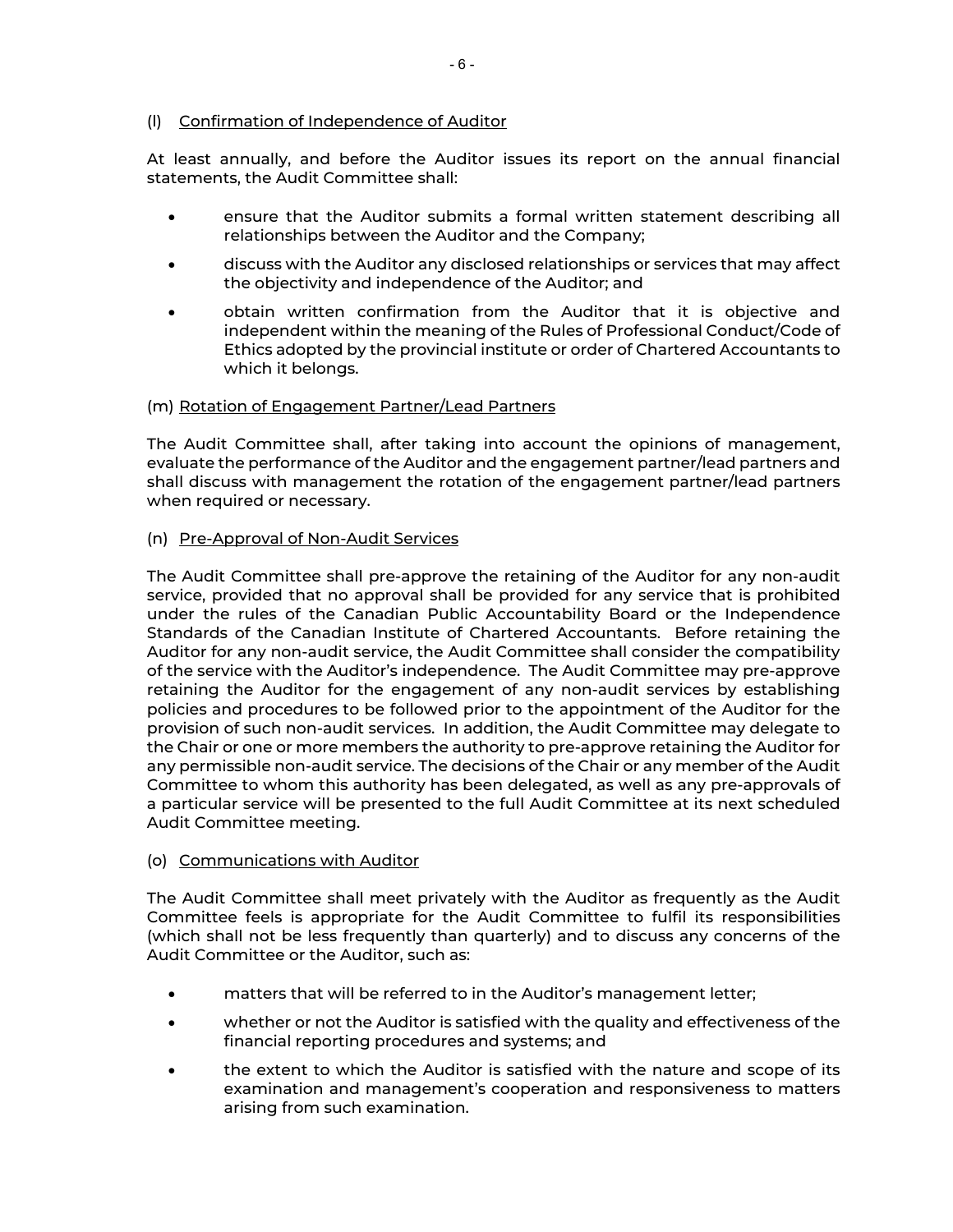(l) Confirmation of Independence of Auditor

At least annually, and before the Auditor issues its report on the annual financial statements, the Audit Committee shall:

- ensure that the Auditor submits a formal written statement describing all relationships between the Auditor and the Company;
- discuss with the Auditor any disclosed relationships or services that may affect the objectivity and independence of the Auditor; and
- obtain written confirmation from the Auditor that it is objective and independent within the meaning of the Rules of Professional Conduct/Code of Ethics adopted by the provincial institute or order of Chartered Accountants to which it belongs.

(m) Rotation of Engagement Partner/Lead Partners

The Audit Committee shall, after taking into account the opinions of management, evaluate the performance of the Auditor and the engagement partner/lead partners and shall discuss with management the rotation of the engagement partner/lead partners when required or necessary.

(n) Pre-Approval of Non-Audit Services

The Audit Committee shall pre-approve the retaining of the Auditor for any non-audit service, provided that no approval shall be provided for any service that is prohibited under the rules of the Canadian Public Accountability Board or the Independence Standards of the Canadian Institute of Chartered Accountants. Before retaining the Auditor for any non-audit service, the Audit Committee shall consider the compatibility of the service with the Auditor's independence. The Audit Committee may pre-approve retaining the Auditor for the engagement of any non-audit services by establishing policies and procedures to be followed prior to the appointment of the Auditor for the provision of such non-audit services. In addition, the Audit Committee may delegate to the Chair or one or more members the authority to pre-approve retaining the Auditor for any permissible non-audit service. The decisions of the Chair or any member of the Audit Committee to whom this authority has been delegated, as well as any pre-approvals of a particular service will be presented to the full Audit Committee at its next scheduled Audit Committee meeting.

(o) Communications with Auditor

The Audit Committee shall meet privately with the Auditor as frequently as the Audit Committee feels is appropriate for the Audit Committee to fulfil its responsibilities (which shall not be less frequently than quarterly) and to discuss any concerns of the Audit Committee or the Auditor, such as:

- matters that will be referred to in the Auditor's management letter;
- whether or not the Auditor is satisfied with the quality and effectiveness of the financial reporting procedures and systems; and
- the extent to which the Auditor is satisfied with the nature and scope of its examination and management's cooperation and responsiveness to matters arising from such examination.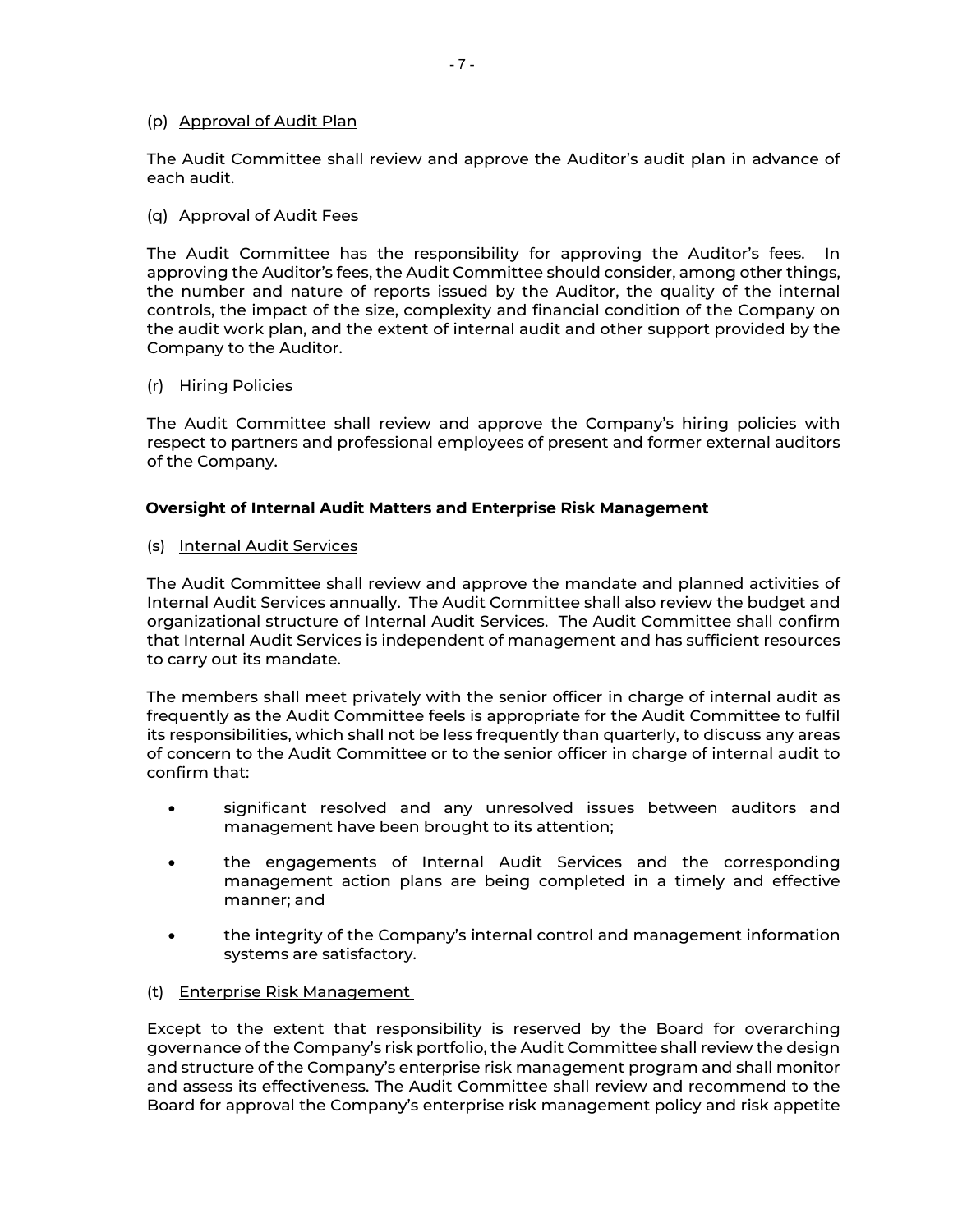(p) Approval of Audit Plan

The Audit Committee shall review and approve the Auditor's audit plan in advance of each audit.

(q) Approval of Audit Fees

The Audit Committee has the responsibility for approving the Auditor's fees. In approving the Auditor's fees, the Audit Committee should consider, among other things, the number and nature of reports issued by the Auditor, the quality of the internal controls, the impact of the size, complexity and financial condition of the Company on the audit work plan, and the extent of internal audit and other support provided by the Company to the Auditor.

(r) Hiring Policies

The Audit Committee shall review and approve the Company's hiring policies with respect to partners and professional employees of present and former external auditors of the Company.

**Oversight of Internal Audit Matters and Enterprise Risk Management**

(s) Internal Audit Services

The Audit Committee shall review and approve the mandate and planned activities of Internal Audit Services annually. The Audit Committee shall also review the budget and organizational structure of Internal Audit Services. The Audit Committee shall confirm that Internal Audit Services is independent of management and has sufficient resources to carry out its mandate.

The members shall meet privately with the senior officer in charge of internal audit as frequently as the Audit Committee feels is appropriate for the Audit Committee to fulfil its responsibilities, which shall not be less frequently than quarterly, to discuss any areas of concern to the Audit Committee or to the senior officer in charge of internal audit to confirm that:

- significant resolved and any unresolved issues between auditors and management have been brought to its attention;
- the engagements of Internal Audit Services and the corresponding management action plans are being completed in a timely and effective manner; and
- the integrity of the Company's internal control and management information systems are satisfactory.

(t) Enterprise Risk Management

Except to the extent that responsibility is reserved by the Board for overarching governance of the Company's risk portfolio, the Audit Committee shall review the design and structure of the Company's enterprise risk management program and shall monitor and assess its effectiveness. The Audit Committee shall review and recommend to the Board for approval the Company's enterprise risk management policy and risk appetite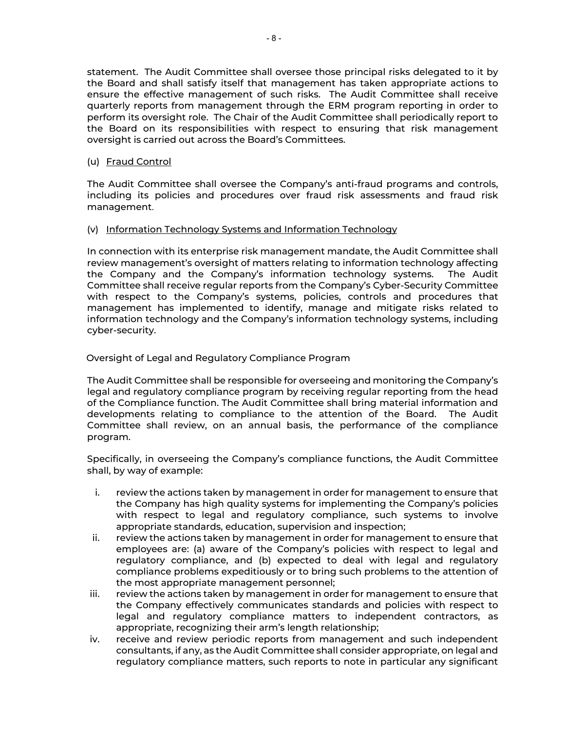statement. The Audit Committee shall oversee those principal risks delegated to it by the Board and shall satisfy itself that management has taken appropriate actions to ensure the effective management of such risks. The Audit Committee shall receive quarterly reports from management through the ERM program reporting in order to perform its oversight role. The Chair of the Audit Committee shall periodically report to the Board on its responsibilities with respect to ensuring that risk management oversight is carried out across the Board's Committees.

(u) Fraud Control

The Audit Committee shall oversee the Company's anti-fraud programs and controls, including its policies and procedures over fraud risk assessments and fraud risk management.

(v) Information Technology Systems and Information Technology

In connection with its enterprise risk management mandate, the Audit Committee shall review management's oversight of matters relating to information technology affecting the Company and the Company's information technology systems. The Audit Committee shall receive regular reports from the Company's Cyber-Security Committee with respect to the Company's systems, policies, controls and procedures that management has implemented to identify, manage and mitigate risks related to information technology and the Company's information technology systems, including cyber-security.

Oversight of Legal and Regulatory Compliance Program

The Audit Committee shall be responsible for overseeing and monitoring the Company's legal and regulatory compliance program by receiving regular reporting from the head of the Compliance function. The Audit Committee shall bring material information and developments relating to compliance to the attention of the Board. The Audit Committee shall review, on an annual basis, the performance of the compliance program.

Specifically, in overseeing the Company's compliance functions, the Audit Committee shall, by way of example:

i. review the actions taken by management in order for management to ensure that the Company has high quality systems for implementing the Company's policies with respect to legal and regulatory compliance, such systems to involve appropriate standards, education, supervision and inspection;

ii. review the actions taken by management in order for management to ensure that employees are: (a) aware of the Company's policies with respect to legal and regulatory compliance, and (b) expected to deal with legal and regulatory compliance problems expeditiously or to bring such problems to the attention of the most appropriate management personnel;

iii. review the actions taken by management in order for management to ensure that the Company effectively communicates standards and policies with respect to legal and regulatory compliance matters to independent contractors, as appropriate, recognizing their arm's length relationship;

iv. receive and review periodic reports from management and such independent consultants, if any, as the Audit Committee shall consider appropriate, on legal and regulatory compliance matters, such reports to note in particular any significant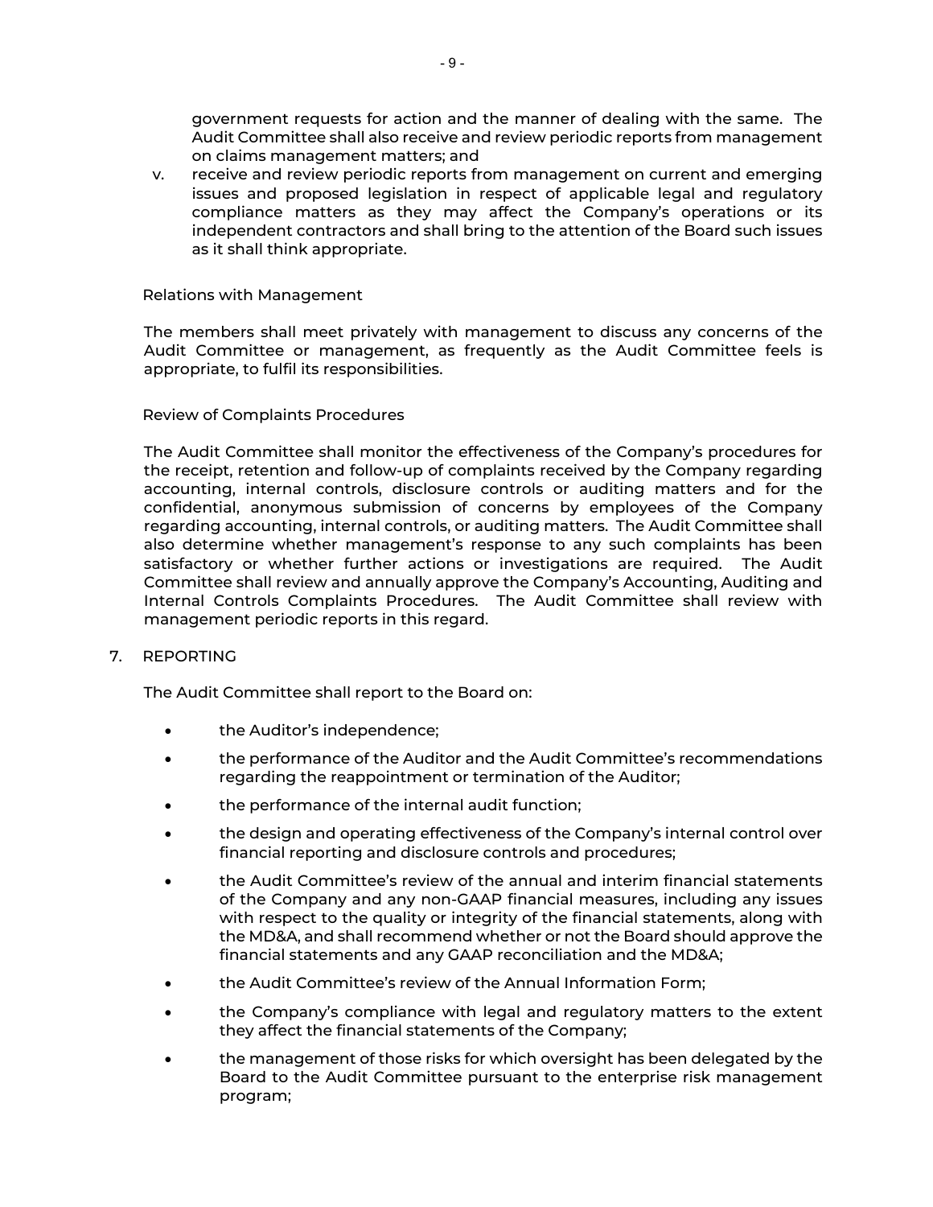government requests for action and the manner of dealing with the same. The Audit Committee shall also receive and review periodic reports from management on claims management matters; and

v. receive and review periodic reports from management on current and emerging issues and proposed legislation in respect of applicable legal and regulatory compliance matters as they may affect the Company's operations or its independent contractors and shall bring to the attention of the Board such issues as it shall think appropriate.

Relations with Management

The members shall meet privately with management to discuss any concerns of the Audit Committee or management, as frequently as the Audit Committee feels is appropriate, to fulfil its responsibilities.

Review of Complaints Procedures

The Audit Committee shall monitor the effectiveness of the Company's procedures for the receipt, retention and follow-up of complaints received by the Company regarding accounting, internal controls, disclosure controls or auditing matters and for the confidential, anonymous submission of concerns by employees of the Company regarding accounting, internal controls, or auditing matters. The Audit Committee shall also determine whether management's response to any such complaints has been satisfactory or whether further actions or investigations are required. The Audit Committee shall review and annually approve the Company's Accounting, Auditing and Internal Controls Complaints Procedures. The Audit Committee shall review with management periodic reports in this regard.

## 7. REPORTING

The Audit Committee shall report to the Board on:

- the Auditor's independence;
- the performance of the Auditor and the Audit Committee's recommendations regarding the reappointment or termination of the Auditor;
- the performance of the internal audit function;
- the design and operating effectiveness of the Company's internal control over financial reporting and disclosure controls and procedures;
- the Audit Committee's review of the annual and interim financial statements of the Company and any non-GAAP financial measures, including any issues with respect to the quality or integrity of the financial statements, along with the MD&A, and shall recommend whether or not the Board should approve the financial statements and any GAAP reconciliation and the MD&A;
- the Audit Committee's review of the Annual Information Form;
- the Company's compliance with legal and regulatory matters to the extent they affect the financial statements of the Company;
- the management of those risks for which oversight has been delegated by the Board to the Audit Committee pursuant to the enterprise risk management program;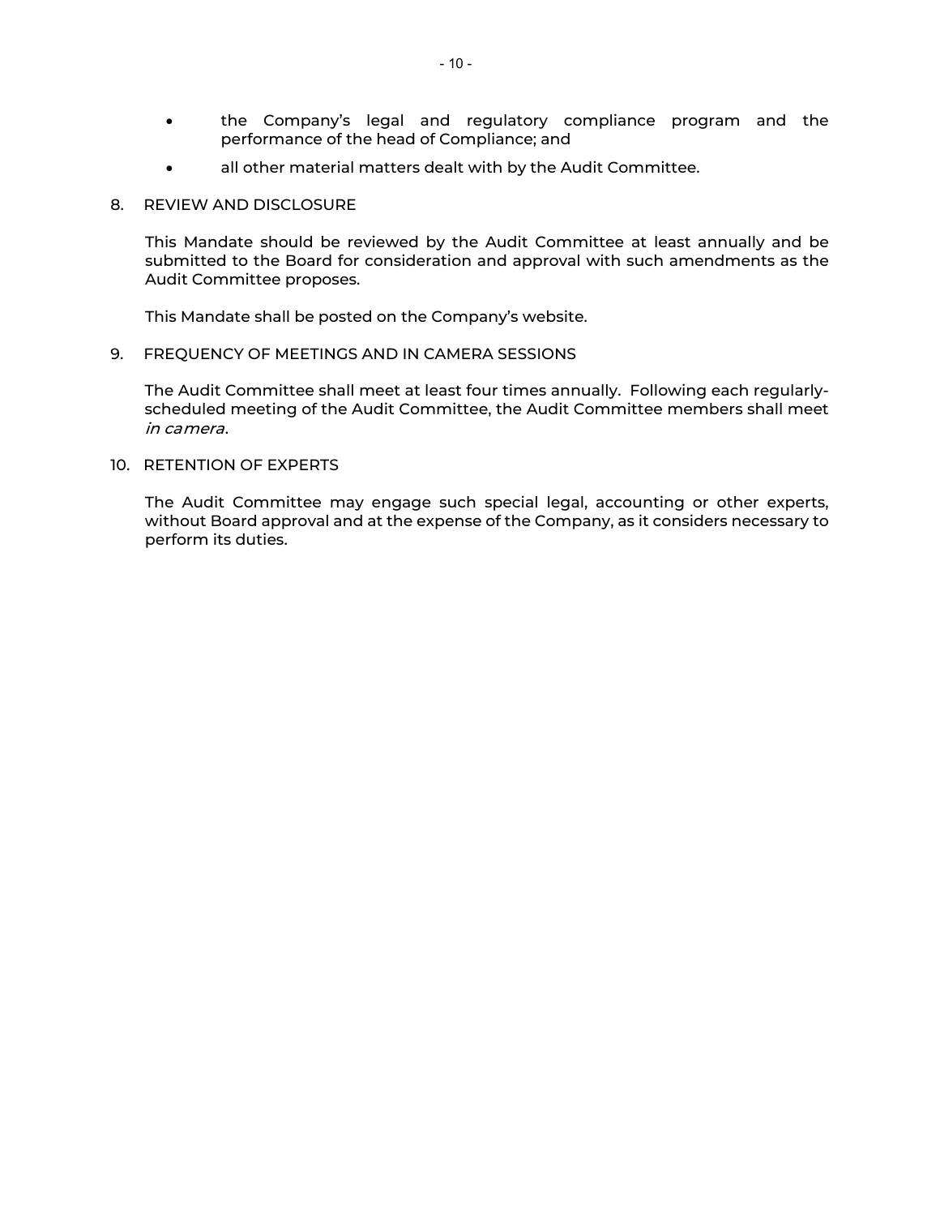- the Company's legal and regulatory compliance program and the performance of the head of Compliance; and
- all other material matters dealt with by the Audit Committee.

8. REVIEW AND DISCLOSURE

This Mandate should be reviewed by the Audit Committee at least annually and be submitted to the Board for consideration and approval with such amendments as the Audit Committee proposes.

This Mandate shall be posted on the Company's website.

9. FREQUENCY OF MEETINGS AND IN CAMERA SESSIONS

The Audit Committee shall meet at least four times annually. Following each regularly-scheduled meeting of the Audit Committee, the Audit Committee members shall meet *in camera*.

10. RETENTION OF EXPERTS

The Audit Committee may engage such special legal, accounting or other experts, without Board approval and at the expense of the Company, as it considers necessary to perform its duties.